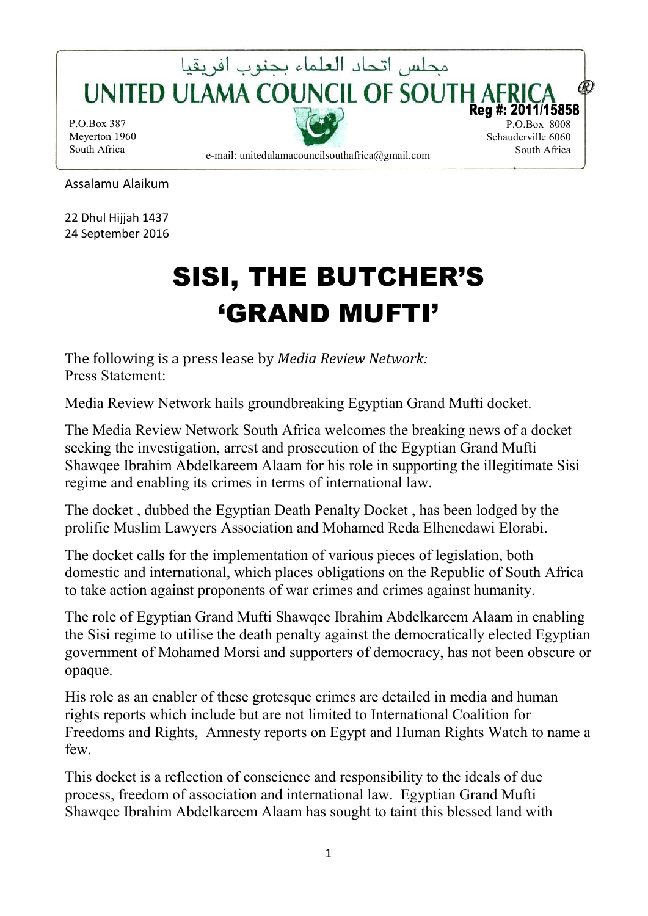مجلس اتحاد العلماء بجنوب افريقيا

**UNITED ULAMA COUNCIL OF SOUTH AFRICA** ®

**Reg #: 2011/15858**

P.O.Box 387
Meyerton 1960
South Africa

P.O.Box 8008
Schauderville 6060
South Africa

e-mail: unitedulamacouncilsouthafrica@gmail.com

Assalamu Alaikum

22 Dhul Hijjah 1437
24 September 2016

# SISI, THE BUTCHER'S 'GRAND MUFTI'

The following is a press lease by *Media Review Network:*
Press Statement:

Media Review Network hails groundbreaking Egyptian Grand Mufti docket.

The Media Review Network South Africa welcomes the breaking news of a docket seeking the investigation, arrest and prosecution of the Egyptian Grand Mufti Shawqee Ibrahim Abdelkareem Alaam for his role in supporting the illegitimate Sisi regime and enabling its crimes in terms of international law.

The docket , dubbed the Egyptian Death Penalty Docket , has been lodged by the prolific Muslim Lawyers Association and Mohamed Reda Elhenedawi Elorabi.

The docket calls for the implementation of various pieces of legislation, both domestic and international, which places obligations on the Republic of South Africa to take action against proponents of war crimes and crimes against humanity.

The role of Egyptian Grand Mufti Shawqee Ibrahim Abdelkareem Alaam in enabling the Sisi regime to utilise the death penalty against the democratically elected Egyptian government of Mohamed Morsi and supporters of democracy, has not been obscure or opaque.

His role as an enabler of these grotesque crimes are detailed in media and human rights reports which include but are not limited to International Coalition for Freedoms and Rights, Amnesty reports on Egypt and Human Rights Watch to name a few.

This docket is a reflection of conscience and responsibility to the ideals of due process, freedom of association and international law. Egyptian Grand Mufti Shawqee Ibrahim Abdelkareem Alaam has sought to taint this blessed land with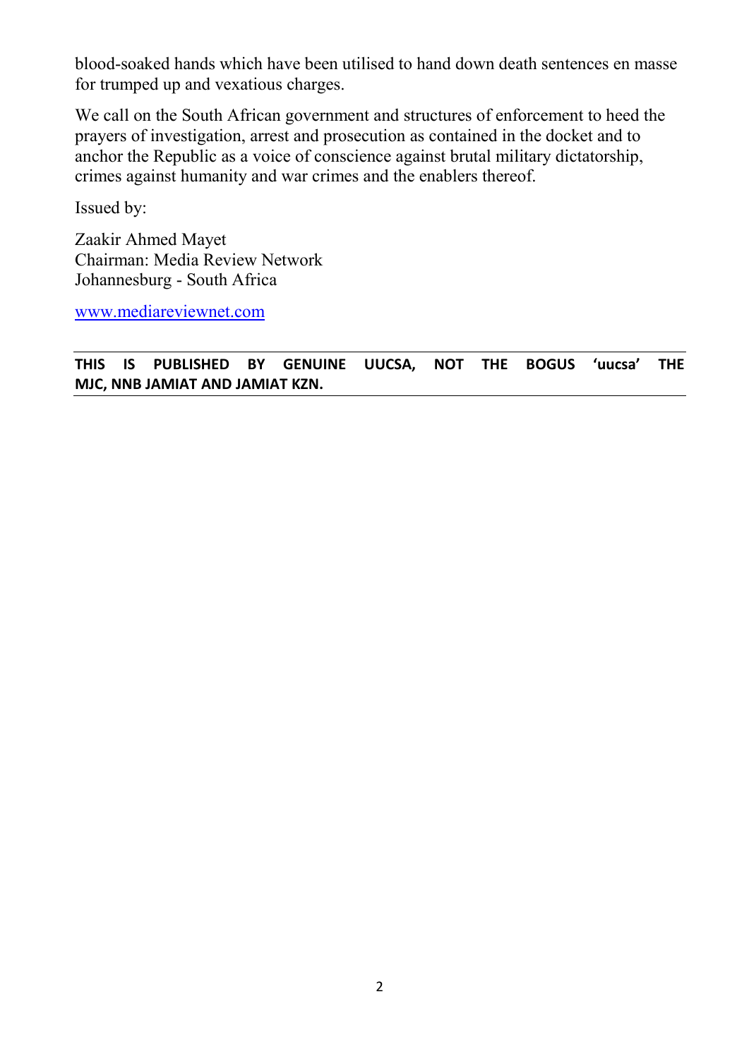blood-soaked hands which have been utilised to hand down death sentences en masse for trumped up and vexatious charges.

We call on the South African government and structures of enforcement to heed the prayers of investigation, arrest and prosecution as contained in the docket and to anchor the Republic as a voice of conscience against brutal military dictatorship, crimes against humanity and war crimes and the enablers thereof.

Issued by:

Zaakir Ahmed Mayet
Chairman: Media Review Network
Johannesburg - South Africa

www.mediareviewnet.com

---

**THIS IS PUBLISHED BY GENUINE UUCSA, NOT THE BOGUS 'uucsa' THE MJC, NNB JAMIAT AND JAMIAT KZN.**

---